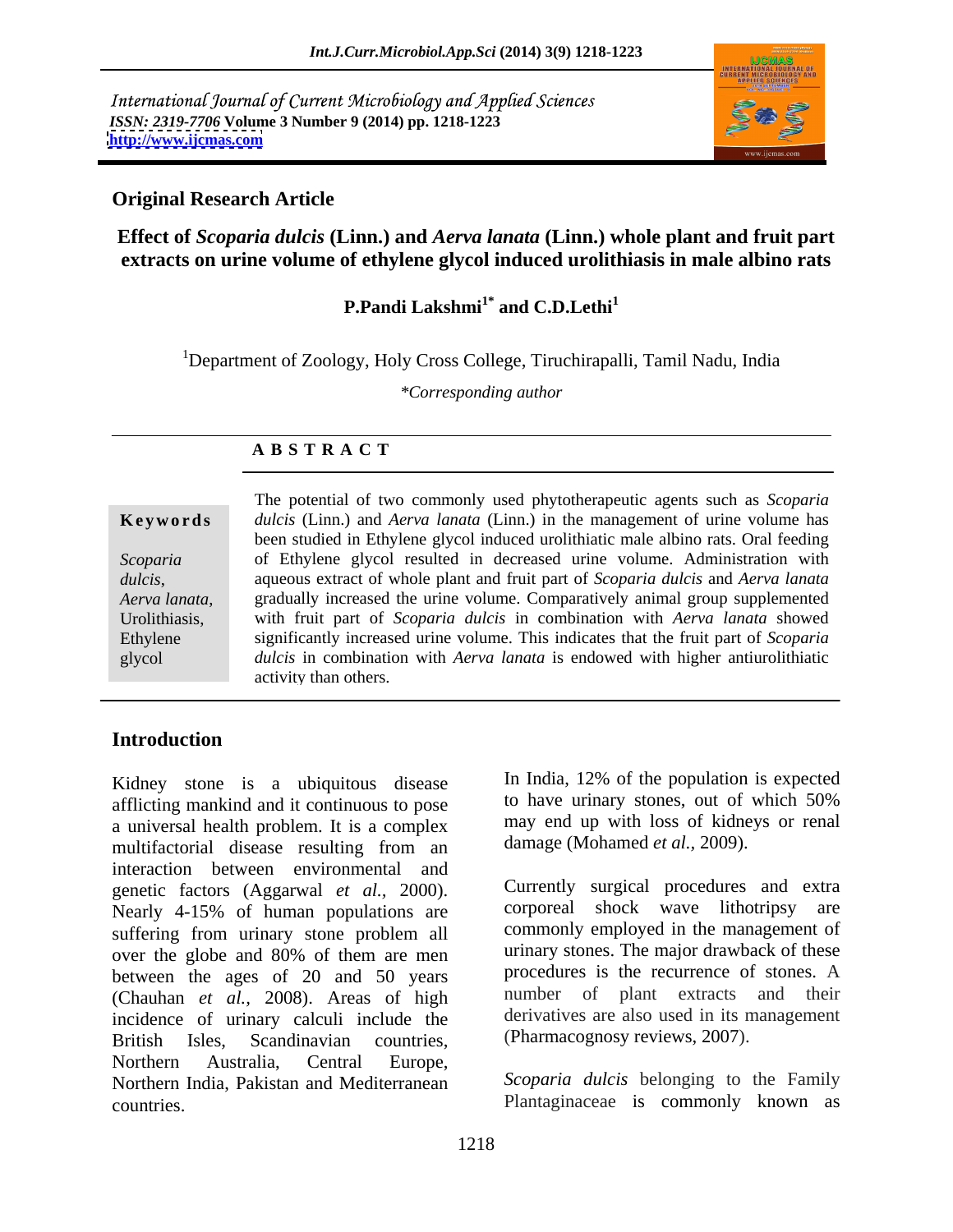International Journal of Current Microbiology and Applied Sciences
*ISSN: 2319-7706* **Volume 3 Number 9 (2014) pp. 1218-1223**
**http://www.ijcmas.com**

**Original Research Article**

# Effect of *Scoparia dulcis* (Linn.) and *Aerva lanata* (Linn.) whole plant and fruit part extracts on urine volume of ethylene glycol induced urolithiasis in male albino rats

**P.Pandi Lakshmi[1*] and C.D.Lethi[1]**

[1]Department of Zoology, Holy Cross College, Tiruchirapalli, Tamil Nadu, India

*\*Corresponding author*

## A B S T R A C T

**Keywords**

*Scoparia dulcis,* *Aerva lanata,* Urolithiasis, Ethylene glycol

The potential of two commonly used phytotherapeutic agents such as *Scoparia dulcis* (Linn.) and *Aerva lanata* (Linn.) in the management of urine volume has been studied in Ethylene glycol induced urolithiatic male albino rats. Oral feeding of Ethylene glycol resulted in decreased urine volume. Administration with aqueous extract of whole plant and fruit part of *Scoparia dulcis* and *Aerva lanata* gradually increased the urine volume. Comparatively animal group supplemented with fruit part of *Scoparia dulcis* in combination with *Aerva lanata* showed significantly increased urine volume. This indicates that the fruit part of *Scoparia dulcis* in combination with *Aerva lanata* is endowed with higher antiurolithiatic activity than others.

## Introduction

Kidney stone is a ubiquitous disease afflicting mankind and it continuous to pose a universal health problem. It is a complex multifactorial disease resulting from an interaction between environmental and genetic factors (Aggarwal *et al.,* 2000). Nearly 4-15% of human populations are suffering from urinary stone problem all over the globe and 80% of them are men between the ages of 20 and 50 years (Chauhan *et al.,* 2008). Areas of high incidence of urinary calculi include the British Isles, Scandinavian countries, Northern Australia, Central Europe, Northern India, Pakistan and Mediterranean countries.

In India, 12% of the population is expected to have urinary stones, out of which 50% may end up with loss of kidneys or renal damage (Mohamed *et al.,* 2009).

Currently surgical procedures and extra corporeal shock wave lithotripsy are commonly employed in the management of urinary stones. The major drawback of these procedures is the recurrence of stones. A number of plant extracts and their derivatives are also used in its management (Pharmacognosy reviews, 2007).

*Scoparia dulcis* belonging to the Family Plantaginaceae is commonly known as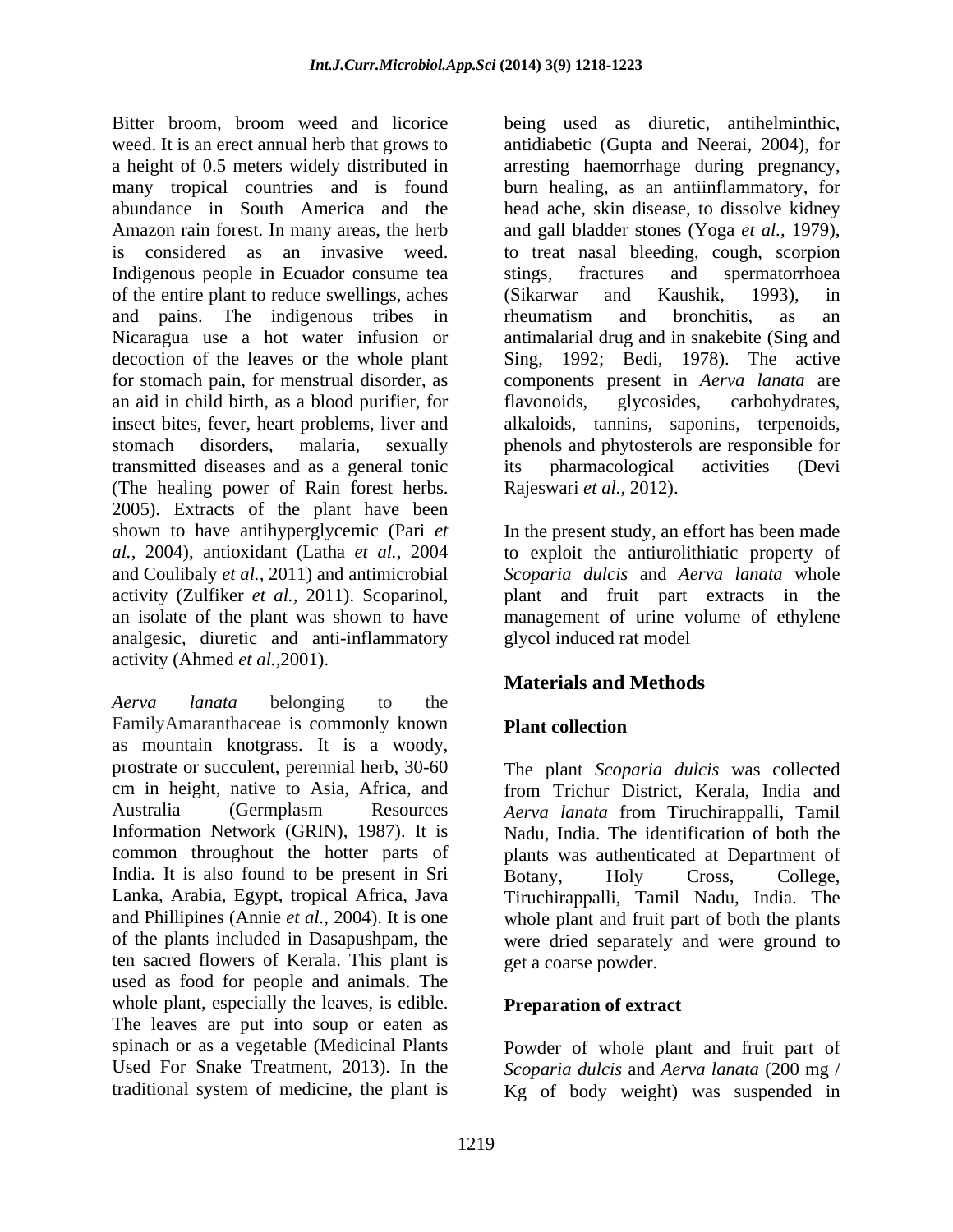Bitter broom, broom weed and licorice weed. It is an erect annual herb that grows to a height of 0.5 meters widely distributed in many tropical countries and is found abundance in South America and the Amazon rain forest. In many areas, the herb is considered as an invasive weed. Indigenous people in Ecuador consume tea of the entire plant to reduce swellings, aches and pains. The indigenous tribes in Nicaragua use a hot water infusion or decoction of the leaves or the whole plant for stomach pain, for menstrual disorder, as an aid in child birth, as a blood purifier, for insect bites, fever, heart problems, liver and stomach disorders, malaria, sexually transmitted diseases and as a general tonic (The healing power of Rain forest herbs. 2005). Extracts of the plant have been shown to have antihyperglycemic (Pari *et al.,* 2004), antioxidant (Latha *et al.,* 2004 and Coulibaly *et al.,* 2011) and antimicrobial activity (Zulfiker *et al.,* 2011). Scoparinol, an isolate of the plant was shown to have analgesic, diuretic and anti-inflammatory activity (Ahmed *et al.,*2001).

*Aerva lanata* belonging to the FamilyAmaranthaceae is commonly known as mountain knotgrass. It is a woody, prostrate or succulent, perennial herb, 30-60 cm in height, native to Asia, Africa, and Australia (Germplasm Resources Information Network (GRIN), 1987). It is common throughout the hotter parts of India. It is also found to be present in Sri Lanka, Arabia, Egypt, tropical Africa, Java and Phillipines (Annie *et al.,* 2004). It is one of the plants included in Dasapushpam, the ten sacred flowers of Kerala. This plant is used as food for people and animals. The whole plant, especially the leaves, is edible. The leaves are put into soup or eaten as spinach or as a vegetable (Medicinal Plants Used For Snake Treatment, 2013). In the traditional system of medicine, the plant is being used as diuretic, antihelminthic, antidiabetic (Gupta and Neerai, 2004), for arresting haemorrhage during pregnancy, burn healing, as an antiinflammatory, for head ache, skin disease, to dissolve kidney and gall bladder stones (Yoga *et al.,* 1979), to treat nasal bleeding, cough, scorpion stings, fractures and spermatorrhoea (Sikarwar and Kaushik, 1993), in rheumatism and bronchitis, as an antimalarial drug and in snakebite (Sing and Sing, 1992; Bedi, 1978). The active components present in *Aerva lanata* are flavonoids, glycosides, carbohydrates, alkaloids, tannins, saponins, terpenoids, phenols and phytosterols are responsible for its pharmacological activities (Devi Rajeswari *et al.,* 2012).

In the present study, an effort has been made to exploit the antiurolithiatic property of *Scoparia dulcis* and *Aerva lanata* whole plant and fruit part extracts in the management of urine volume of ethylene glycol induced rat model

## Materials and Methods

### Plant collection

The plant *Scoparia dulcis* was collected from Trichur District, Kerala, India and *Aerva lanata* from Tiruchirappalli, Tamil Nadu, India. The identification of both the plants was authenticated at Department of Botany, Holy Cross, College, Tiruchirappalli, Tamil Nadu, India. The whole plant and fruit part of both the plants were dried separately and were ground to get a coarse powder.

### Preparation of extract

Powder of whole plant and fruit part of *Scoparia dulcis* and *Aerva lanata* (200 mg / Kg of body weight) was suspended in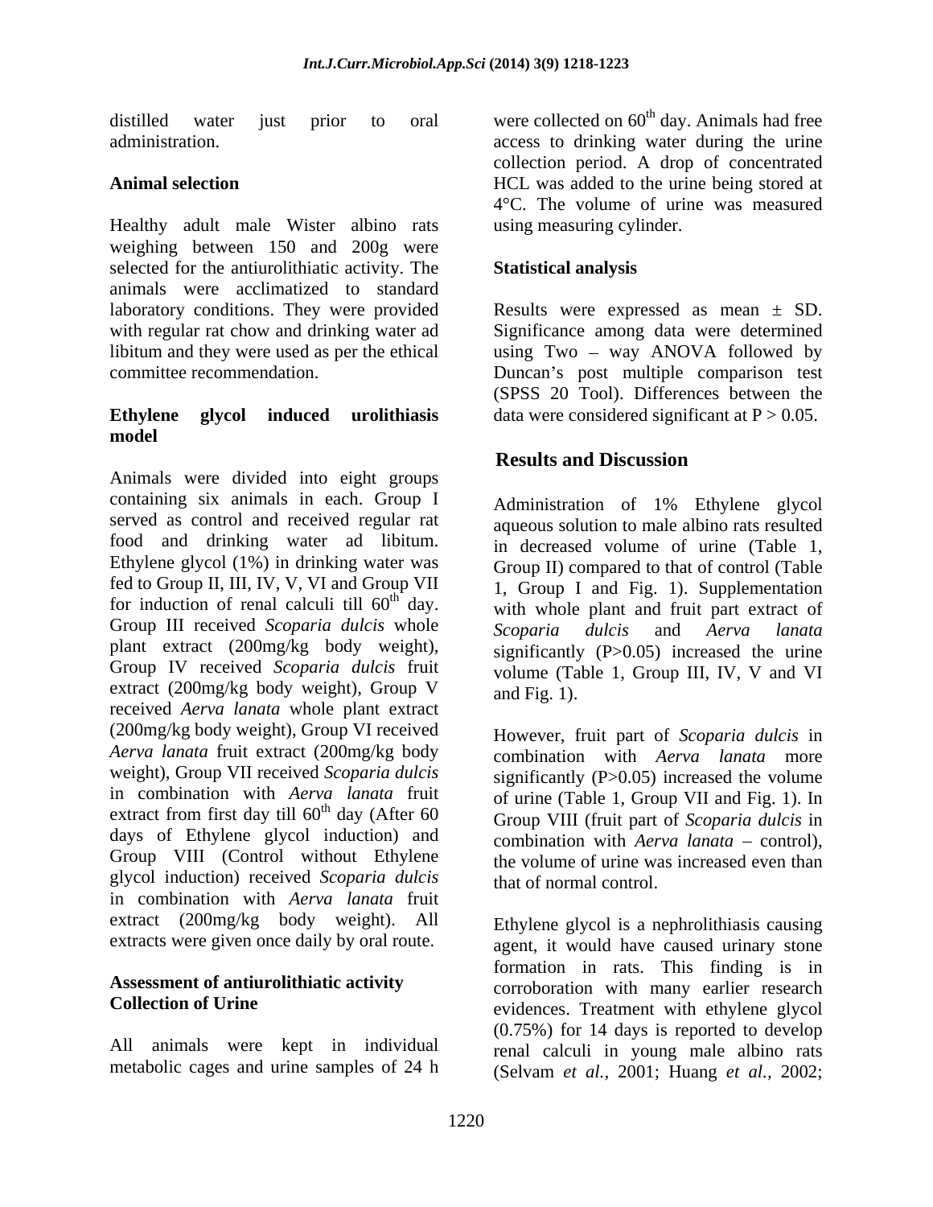distilled water just prior to oral administration.

**Animal selection**

Healthy adult male Wister albino rats weighing between 150 and 200g were selected for the antiurolithiatic activity. The animals were acclimatized to standard laboratory conditions. They were provided with regular rat chow and drinking water ad libitum and they were used as per the ethical committee recommendation.

**Ethylene glycol induced urolithiasis model**

Animals were divided into eight groups containing six animals in each. Group I served as control and received regular rat food and drinking water ad libitum. Ethylene glycol (1%) in drinking water was fed to Group II, III, IV, V, VI and Group VII for induction of renal calculi till 60[th] day. Group III received *Scoparia dulcis* whole plant extract (200mg/kg body weight), Group IV received *Scoparia dulcis* fruit extract (200mg/kg body weight), Group V received *Aerva lanata* whole plant extract (200mg/kg body weight), Group VI received *Aerva lanata* fruit extract (200mg/kg body weight), Group VII received *Scoparia dulcis* in combination with *Aerva lanata* fruit extract from first day till 60[th] day (After 60 days of Ethylene glycol induction) and Group VIII (Control without Ethylene glycol induction) received *Scoparia dulcis* in combination with *Aerva lanata* fruit extract (200mg/kg body weight). All extracts were given once daily by oral route.

**Assessment of antiurolithiatic activity**
**Collection of Urine**

All animals were kept in individual metabolic cages and urine samples of 24 h were collected on 60[th] day. Animals had free access to drinking water during the urine collection period. A drop of concentrated HCL was added to the urine being stored at 4°C. The volume of urine was measured using measuring cylinder.

**Statistical analysis**

Results were expressed as mean ± SD. Significance among data were determined using Two – way ANOVA followed by Duncan's post multiple comparison test (SPSS 20 Tool). Differences between the data were considered significant at $P > 0.05$.

## Results and Discussion

Administration of 1% Ethylene glycol aqueous solution to male albino rats resulted in decreased volume of urine (Table 1, Group II) compared to that of control (Table 1, Group I and Fig. 1). Supplementation with whole plant and fruit part extract of *Scoparia dulcis* and *Aerva lanata* significantly ($P>0.05$) increased the urine volume (Table 1, Group III, IV, V and VI and Fig. 1).

However, fruit part of *Scoparia dulcis* in combination with *Aerva lanata* more significantly ($P>0.05$) increased the volume of urine (Table 1, Group VII and Fig. 1). In Group VIII (fruit part of *Scoparia dulcis* in combination with *Aerva lanata* – control), the volume of urine was increased even than that of normal control.

Ethylene glycol is a nephrolithiasis causing agent, it would have caused urinary stone formation in rats. This finding is in corroboration with many earlier research evidences. Treatment with ethylene glycol (0.75%) for 14 days is reported to develop renal calculi in young male albino rats (Selvam *et al.,* 2001; Huang *et al.,* 2002;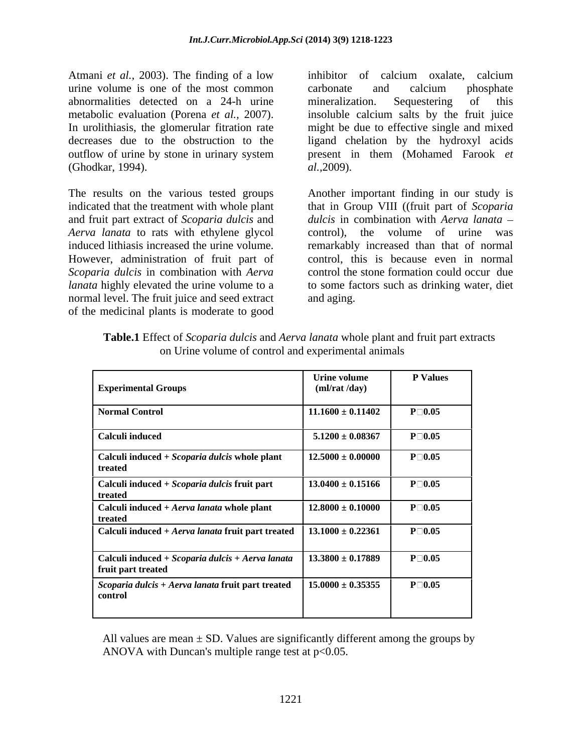Atmani *et al.*, 2003). The finding of a low urine volume is one of the most common abnormalities detected on a 24-h urine metabolic evaluation (Porena *et al.*, 2007). In urolithiasis, the glomerular fitration rate decreases due to the obstruction to the outflow of urine by stone in urinary system (Ghodkar, 1994).

The results on the various tested groups indicated that the treatment with whole plant and fruit part extract of *Scoparia dulcis* and *Aerva lanata* to rats with ethylene glycol induced lithiasis increased the urine volume. However, administration of fruit part of *Scoparia dulcis* in combination with *Aerva lanata* highly elevated the urine volume to a normal level. The fruit juice and seed extract of the medicinal plants is moderate to good inhibitor of calcium oxalate, calcium carbonate and calcium phosphate mineralization. Sequestering of this insoluble calcium salts by the fruit juice might be due to effective single and mixed ligand chelation by the hydroxyl acids present in them (Mohamed Farook *et al.*,2009).

Another important finding in our study is that in Group VIII ((fruit part of *Scoparia dulcis* in combination with *Aerva lanata* – control), the volume of urine was remarkably increased than that of normal control, this is because even in normal control the stone formation could occur due to some factors such as drinking water, diet and aging.

**Table.1** Effect of *Scoparia dulcis* and *Aerva lanata* whole plant and fruit part extracts on Urine volume of control and experimental animals

| Experimental Groups | Urine volume (ml/rat /day) | P Values |
|---|---|---|
| **Normal Control** | **11.1600 ± 0.11402** | **P□0.05** |
| **Calculi induced** | **5.1200 ± 0.08367** | **P□0.05** |
| **Calculi induced + *Scoparia dulcis* whole plant treated** | **12.5000 ± 0.00000** | **P□0.05** |
| **Calculi induced + *Scoparia dulcis* fruit part treated** | **13.0400 ± 0.15166** | **P□0.05** |
| **Calculi induced + *Aerva lanata* whole plant treated** | **12.8000 ± 0.10000** | **P□0.05** |
| **Calculi induced + *Aerva lanata* fruit part treated** | **13.1000 ± 0.22361** | **P□0.05** |
| **Calculi induced + *Scoparia dulcis* + *Aerva lanata* fruit part treated** | **13.3800 ± 0.17889** | **P□0.05** |
| ***Scoparia dulcis* + *Aerva lanata* fruit part treated control** | **15.0000 ± 0.35355** | **P□0.05** |

All values are mean ± SD. Values are significantly different among the groups by ANOVA with Duncan's multiple range test at $p<0.05$.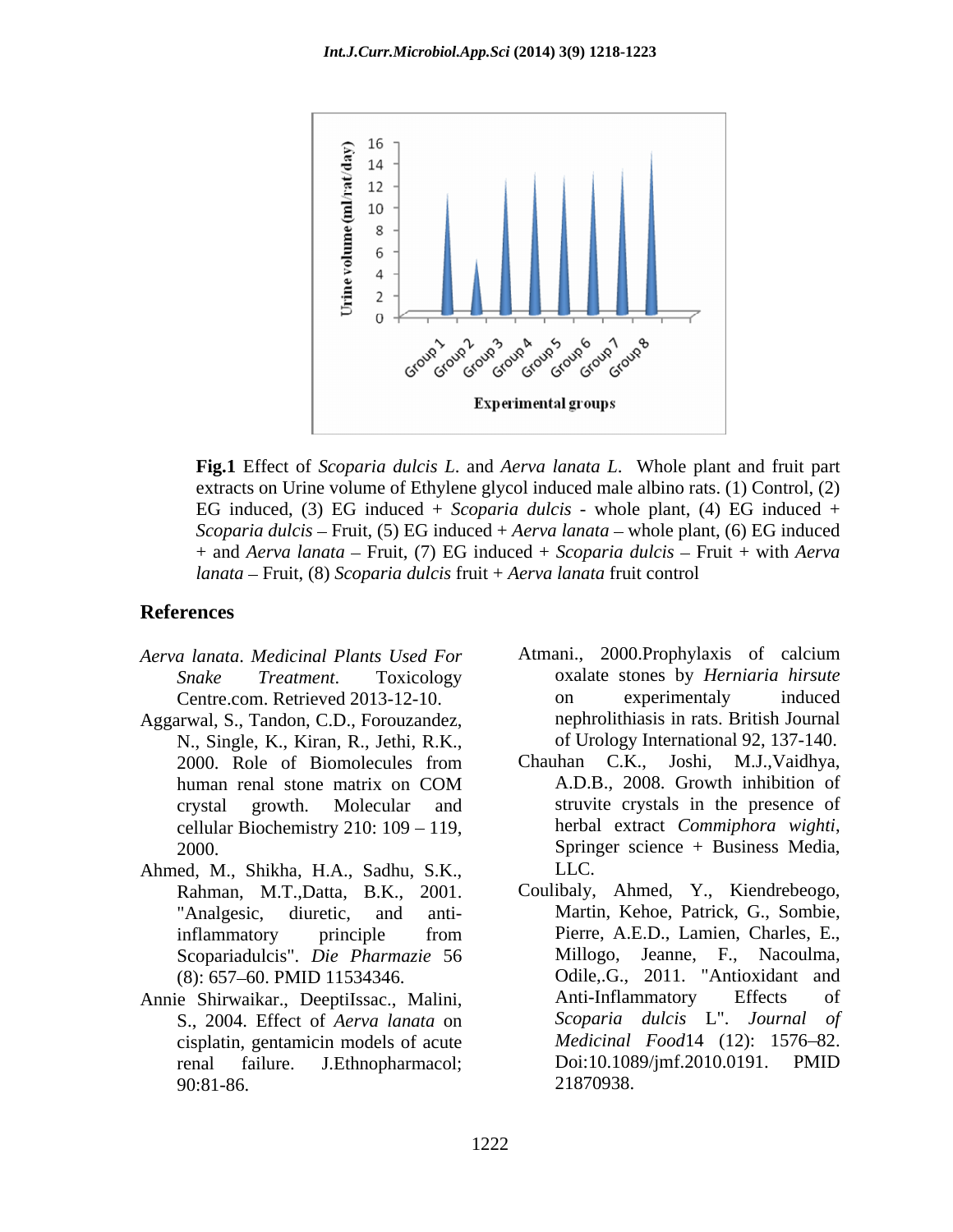**Fig.1** Effect of *Scoparia dulcis L.* and *Aerva lanata L.* Whole plant and fruit part extracts on Urine volume of Ethylene glycol induced male albino rats. (1) Control, (2) EG induced, (3) EG induced + *Scoparia dulcis* - whole plant, (4) EG induced + *Scoparia dulcis* – Fruit, (5) EG induced + *Aerva lanata* – whole plant, (6) EG induced + and *Aerva lanata* – Fruit, (7) EG induced + *Scoparia dulcis* – Fruit + with *Aerva lanata* – Fruit, (8) *Scoparia dulcis* fruit + *Aerva lanata* fruit control

## References

*Aerva lanata*. *Medicinal Plants Used For Snake Treatment*. Toxicology Centre.com. Retrieved 2013-12-10.

Aggarwal, S., Tandon, C.D., Forouzandez, N., Single, K., Kiran, R., Jethi, R.K., 2000. Role of Biomolecules from human renal stone matrix on COM crystal growth. Molecular and cellular Biochemistry 210: 109 – 119, 2000.

Ahmed, M., Shikha, H.A., Sadhu, S.K., Rahman, M.T.,Datta, B.K., 2001. "Analgesic, diuretic, and anti-inflammatory principle from Scopariadulcis". *Die Pharmazie* 56 (8): 657–60. PMID 11534346.

Annie Shirwaikar., DeeptiIssac., Malini, S., 2004. Effect of *Aerva lanata* on cisplatin, gentamicin models of acute renal failure. J.Ethnopharmacol; 90:81-86.

Atmani., 2000.Prophylaxis of calcium oxalate stones by *Herniaria hirsute* on experimentaly induced nephrolithiasis in rats. British Journal of Urology International 92, 137-140.

Chauhan C.K., Joshi, M.J.,Vaidhya, A.D.B., 2008. Growth inhibition of struvite crystals in the presence of herbal extract *Commiphora wighti*, Springer science + Business Media, LLC.

Coulibaly, Ahmed, Y., Kiendrebeogo, Martin, Kehoe, Patrick, G., Sombie, Pierre, A.E.D., Lamien, Charles, E., Millogo, Jeanne, F., Nacoulma, Odile,.G., 2011. "Antioxidant and Anti-Inflammatory Effects of *Scoparia dulcis* L". *Journal of Medicinal Food*14 (12): 1576–82. Doi:10.1089/jmf.2010.0191. PMID 21870938.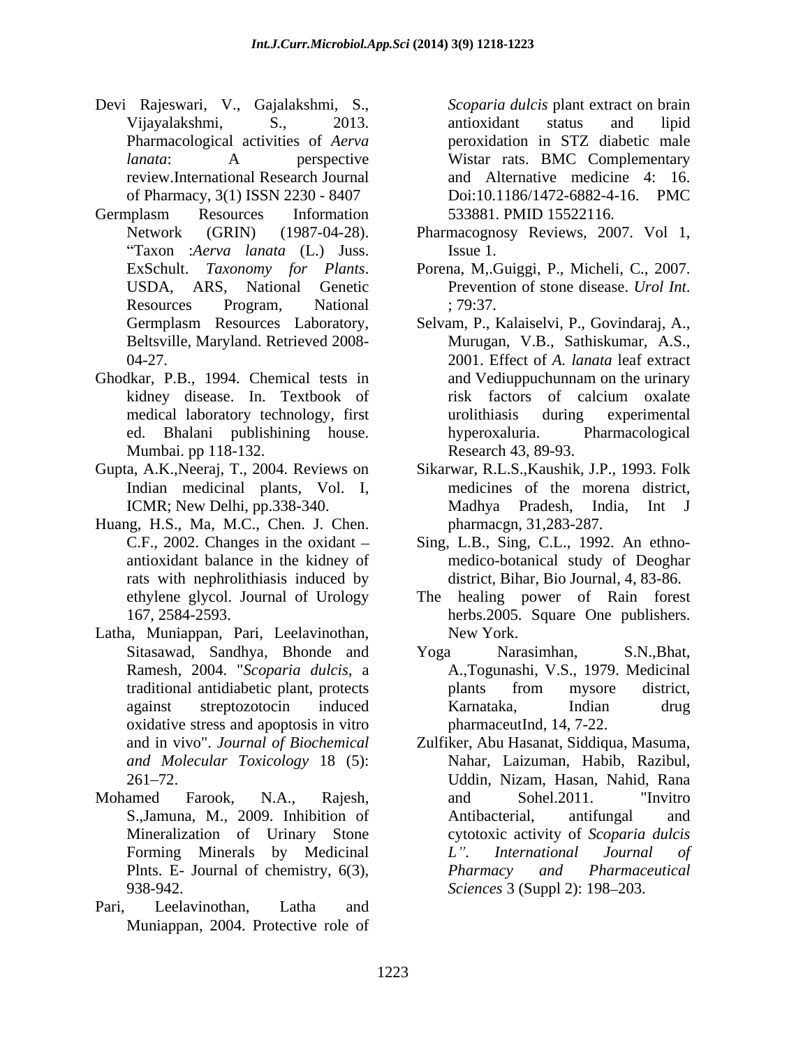Devi Rajeswari, V., Gajalakshmi, S., Vijayalakshmi, S., 2013. Pharmacological activities of *Aerva lanata*: A perspective review.International Research Journal of Pharmacy, 3(1) ISSN 2230 - 8407

Germplasm Resources Information Network (GRIN) (1987-04-28). "Taxon :*Aerva lanata* (L.) Juss. ExSchult. *Taxonomy for Plants*. USDA, ARS, National Genetic Resources Program, National Germplasm Resources Laboratory, Beltsville, Maryland. Retrieved 2008-04-27.

Ghodkar, P.B., 1994. Chemical tests in kidney disease. In. Textbook of medical laboratory technology, first ed. Bhalani publishining house. Mumbai. pp 118-132.

Gupta, A.K.,Neeraj, T., 2004. Reviews on Indian medicinal plants, Vol. I, ICMR; New Delhi, pp.338-340.

Huang, H.S., Ma, M.C., Chen. J. Chen. C.F., 2002. Changes in the oxidant – antioxidant balance in the kidney of rats with nephrolithiasis induced by ethylene glycol. Journal of Urology 167, 2584-2593.

Latha, Muniappan, Pari, Leelavinothan, Sitasawad, Sandhya, Bhonde and Ramesh, 2004. "*Scoparia dulcis*, a traditional antidiabetic plant, protects against streptozotocin induced oxidative stress and apoptosis in vitro and in vivo". *Journal of Biochemical and Molecular Toxicology* 18 (5): 261–72.

Mohamed Farook, N.A., Rajesh, S.,Jamuna, M., 2009. Inhibition of Mineralization of Urinary Stone Forming Minerals by Medicinal Plnts. E- Journal of chemistry, 6(3), 938-942.

Pari, Leelavinothan, Latha and Muniappan, 2004. Protective role of *Scoparia dulcis* plant extract on brain antioxidant status and lipid peroxidation in STZ diabetic male Wistar rats. BMC Complementary and Alternative medicine 4: 16. Doi:10.1186/1472-6882-4-16. PMC 533881. PMID 15522116.

Pharmacognosy Reviews, 2007. Vol 1, Issue 1.

Porena, M,.Guiggi, P., Micheli, C., 2007. Prevention of stone disease. *Urol Int*. ; 79:37.

Selvam, P., Kalaiselvi, P., Govindaraj, A., Murugan, V.B., Sathiskumar, A.S., 2001. Effect of *A. lanata* leaf extract and Vediuppuchunnam on the urinary risk factors of calcium oxalate urolithiasis during experimental hyperoxaluria. Pharmacological Research 43, 89-93.

Sikarwar, R.L.S.,Kaushik, J.P., 1993. Folk medicines of the morena district, Madhya Pradesh, India, Int J pharmacgn, 31,283-287.

Sing, L.B., Sing, C.L., 1992. An ethno-medico-botanical study of Deoghar district, Bihar, Bio Journal, 4, 83-86.

The healing power of Rain forest herbs.2005. Square One publishers. New York.

Yoga Narasimhan, S.N.,Bhat, A.,Togunashi, V.S., 1979. Medicinal plants from mysore district, Karnataka, Indian drug pharmaceutInd, 14, 7-22.

Zulfiker, Abu Hasanat, Siddiqua, Masuma, Nahar, Laizuman, Habib, Razibul, Uddin, Nizam, Hasan, Nahid, Rana and Sohel.2011. "Invitro Antibacterial, antifungal and cytotoxic activity of *Scoparia dulcis L". International Journal of Pharmacy and Pharmaceutical Sciences* 3 (Suppl 2): 198–203.